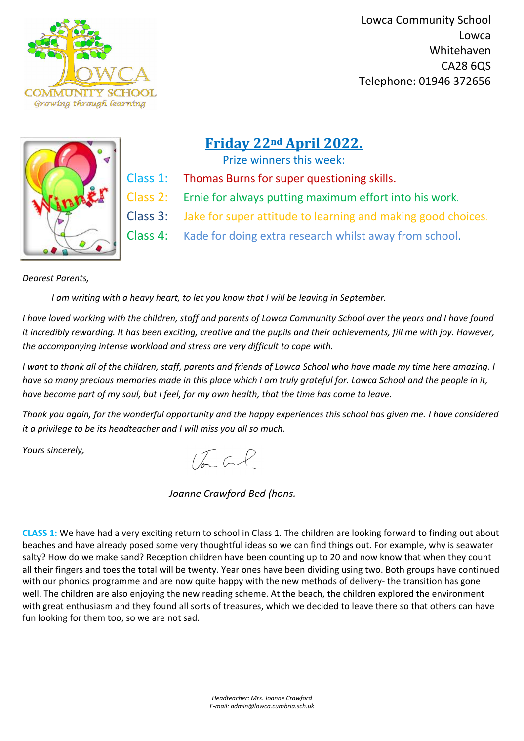Lowca Community School
Lowca
Whitehaven
CA28 6QS
Telephone: 01946 372656

## Friday 22nd April 2022.

Prize winners this week:

Class 1: Thomas Burns for super questioning skills.

Class 2: Ernie for always putting maximum effort into his work.

Class 3: Jake for super attitude to learning and making good choices.

Class 4: Kade for doing extra research whilst away from school.

*Dearest Parents,*

*I am writing with a heavy heart, to let you know that I will be leaving in September.*

*I have loved working with the children, staff and parents of Lowca Community School over the years and I have found it incredibly rewarding. It has been exciting, creative and the pupils and their achievements, fill me with joy. However, the accompanying intense workload and stress are very difficult to cope with.*

*I want to thank all of the children, staff, parents and friends of Lowca School who have made my time here amazing. I have so many precious memories made in this place which I am truly grateful for. Lowca School and the people in it, have become part of my soul, but I feel, for my own health, that the time has come to leave.*

*Thank you again, for the wonderful opportunity and the happy experiences this school has given me. I have considered it a privilege to be its headteacher and I will miss you all so much.*

*Yours sincerely,*

*Joanne Crawford Bed (hons.*

**CLASS 1:** We have had a very exciting return to school in Class 1. The children are looking forward to finding out about beaches and have already posed some very thoughtful ideas so we can find things out. For example, why is seawater salty? How do we make sand? Reception children have been counting up to 20 and now know that when they count all their fingers and toes the total will be twenty. Year ones have been dividing using two. Both groups have continued with our phonics programme and are now quite happy with the new methods of delivery- the transition has gone well. The children are also enjoying the new reading scheme. At the beach, the children explored the environment with great enthusiasm and they found all sorts of treasures, which we decided to leave there so that others can have fun looking for them too, so we are not sad.

*Headteacher: Mrs. Joanne Crawford*
*E-mail: admin@lowca.cumbria.sch.uk*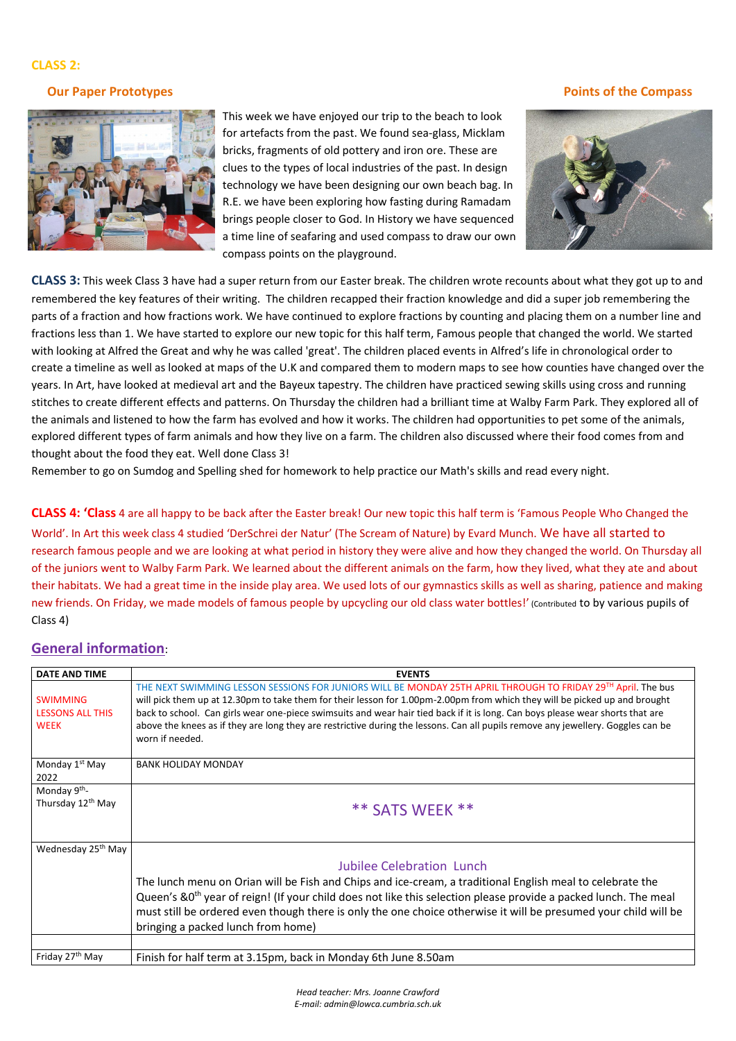## CLASS 2:

### Our Paper Prototypes

### Points of the Compass

This week we have enjoyed our trip to the beach to look for artefacts from the past. We found sea-glass, Micklam bricks, fragments of old pottery and iron ore. These are clues to the types of local industries of the past. In design technology we have been designing our own beach bag. In R.E. we have been exploring how fasting during Ramadam brings people closer to God. In History we have sequenced a time line of seafaring and used compass to draw our own compass points on the playground.

**CLASS 3:** This week Class 3 have had a super return from our Easter break. The children wrote recounts about what they got up to and remembered the key features of their writing. The children recapped their fraction knowledge and did a super job remembering the parts of a fraction and how fractions work. We have continued to explore fractions by counting and placing them on a number line and fractions less than 1. We have started to explore our new topic for this half term, Famous people that changed the world. We started with looking at Alfred the Great and why he was called 'great'. The children placed events in Alfred's life in chronological order to create a timeline as well as looked at maps of the U.K and compared them to modern maps to see how counties have changed over the years. In Art, have looked at medieval art and the Bayeux tapestry. The children have practiced sewing skills using cross and running stitches to create different effects and patterns. On Thursday the children had a brilliant time at Walby Farm Park. They explored all of the animals and listened to how the farm has evolved and how it works. The children had opportunities to pet some of the animals, explored different types of farm animals and how they live on a farm. The children also discussed where their food comes from and thought about the food they eat. Well done Class 3!

Remember to go on Sumdog and Spelling shed for homework to help practice our Math's skills and read every night.

**CLASS 4: 'Class** 4 are all happy to be back after the Easter break! Our new topic this half term is 'Famous People Who Changed the World'. In Art this week class 4 studied 'DerSchrei der Natur' (The Scream of Nature) by Evard Munch. We have all started to research famous people and we are looking at what period in history they were alive and how they changed the world. On Thursday all of the juniors went to Walby Farm Park. We learned about the different animals on the farm, how they lived, what they ate and about their habitats. We had a great time in the inside play area. We used lots of our gymnastics skills as well as sharing, patience and making new friends. On Friday, we made models of famous people by upcycling our old class water bottles!' (Contributed to by various pupils of Class 4)

## General information:

| DATE AND TIME | EVENTS |
|---|---|
| SWIMMING LESSONS ALL THIS WEEK | THE NEXT SWIMMING LESSON SESSIONS FOR JUNIORS WILL BE MONDAY 25TH APRIL THROUGH TO FRIDAY 29TH April. The bus will pick them up at 12.30pm to take them for their lesson for 1.00pm-2.00pm from which they will be picked up and brought back to school. Can girls wear one-piece swimsuits and wear hair tied back if it is long. Can boys please wear shorts that are above the knees as if they are long they are restrictive during the lessons. Can all pupils remove any jewellery. Goggles can be worn if needed. |
| Monday 1st May 2022 | BANK HOLIDAY MONDAY |
| Monday 9th- Thursday 12th May | ** SATS WEEK ** |
| Wednesday 25th May | Jubilee Celebration Lunch<br>The lunch menu on Orian will be Fish and Chips and ice-cream, a traditional English meal to celebrate the Queen's &0th year of reign! (If your child does not like this selection please provide a packed lunch. The meal must still be ordered even though there is only the one choice otherwise it will be presumed your child will be bringing a packed lunch from home) |
| | |
| Friday 27th May | Finish for half term at 3.15pm, back in Monday 6th June 8.50am |

*Head teacher: Mrs. Joanne Crawford*
*E-mail: admin@lowca.cumbria.sch.uk*